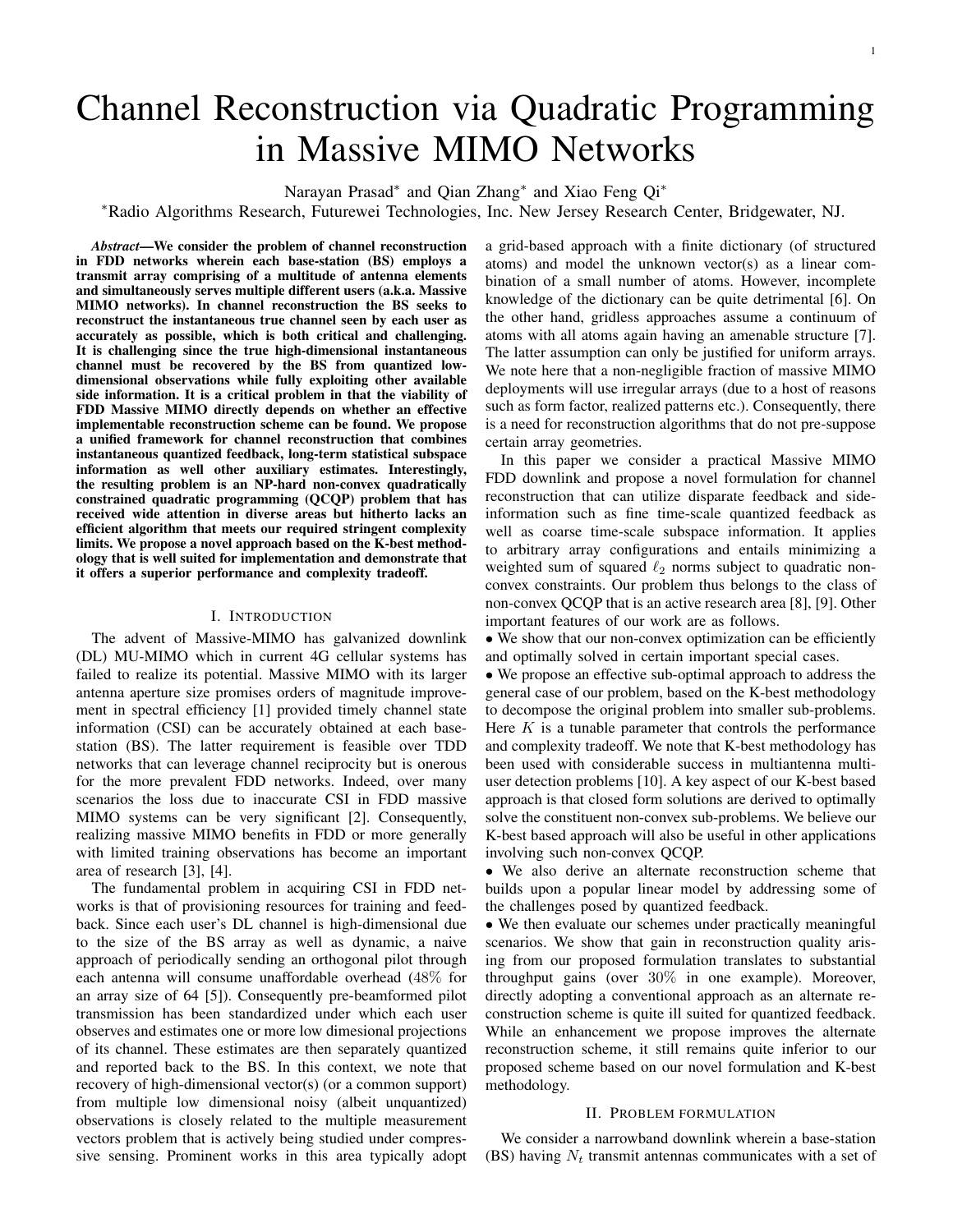# Channel Reconstruction via Quadratic Programming in Massive MIMO Networks

Narayan Prasad* and Qian Zhang* and Xiao Feng Qi*

*Radio Algorithms Research, Futurewei Technologies, Inc. New Jersey Research Center, Bridgewater, NJ.

***Abstract*—We consider the problem of channel reconstruction in FDD networks wherein each base-station (BS) employs a transmit array comprising of a multitude of antenna elements and simultaneously serves multiple different users (a.k.a. Massive MIMO networks). In channel reconstruction the BS seeks to reconstruct the instantaneous true channel seen by each user as accurately as possible, which is both critical and challenging. It is challenging since the true high-dimensional instantaneous channel must be recovered by the BS from quantized low-dimensional observations while fully exploiting other available side information. It is a critical problem in that the viability of FDD Massive MIMO directly depends on whether an effective implementable reconstruction scheme can be found. We propose a unified framework for channel reconstruction that combines instantaneous quantized feedback, long-term statistical subspace information as well other auxiliary estimates. Interestingly, the resulting problem is an NP-hard non-convex quadratically constrained quadratic programming (QCQP) problem that has received wide attention in diverse areas but hitherto lacks an efficient algorithm that meets our required stringent complexity limits. We propose a novel approach based on the K-best methodology that is well suited for implementation and demonstrate that it offers a superior performance and complexity tradeoff.**

## I. Introduction

The advent of Massive-MIMO has galvanized downlink (DL) MU-MIMO which in current 4G cellular systems has failed to realize its potential. Massive MIMO with its larger antenna aperture size promises orders of magnitude improvement in spectral efficiency [1] provided timely channel state information (CSI) can be accurately obtained at each base-station (BS). The latter requirement is feasible over TDD networks that can leverage channel reciprocity but is onerous for the more prevalent FDD networks. Indeed, over many scenarios the loss due to inaccurate CSI in FDD massive MIMO systems can be very significant [2]. Consequently, realizing massive MIMO benefits in FDD or more generally with limited training observations has become an important area of research [3], [4].

The fundamental problem in acquiring CSI in FDD networks is that of provisioning resources for training and feedback. Since each user's DL channel is high-dimensional due to the size of the BS array as well as dynamic, a naive approach of periodically sending an orthogonal pilot through each antenna will consume unaffordable overhead ($48\%$ for an array size of 64 [5]). Consequently pre-beamformed pilot transmission has been standardized under which each user observes and estimates one or more low dimesional projections of its channel. These estimates are then separately quantized and reported back to the BS. In this context, we note that recovery of high-dimensional vector(s) (or a common support) from multiple low dimensional noisy (albeit unquantized) observations is closely related to the multiple measurement vectors problem that is actively being studied under compressive sensing. Prominent works in this area typically adopt a grid-based approach with a finite dictionary (of structured atoms) and model the unknown vector(s) as a linear combination of a small number of atoms. However, incomplete knowledge of the dictionary can be quite detrimental [6]. On the other hand, gridless approaches assume a continuum of atoms with all atoms again having an amenable structure [7]. The latter assumption can only be justified for uniform arrays. We note here that a non-negligible fraction of massive MIMO deployments will use irregular arrays (due to a host of reasons such as form factor, realized patterns etc.). Consequently, there is a need for reconstruction algorithms that do not pre-suppose certain array geometries.

In this paper we consider a practical Massive MIMO FDD downlink and propose a novel formulation for channel reconstruction that can utilize disparate feedback and side-information such as fine time-scale quantized feedback as well as coarse time-scale subspace information. It applies to arbitrary array configurations and entails minimizing a weighted sum of squared $\ell_2$ norms subject to quadratic non-convex constraints. Our problem thus belongs to the class of non-convex QCQP that is an active research area [8], [9]. Other important features of our work are as follows.

- We show that our non-convex optimization can be efficiently and optimally solved in certain important special cases.
- We propose an effective sub-optimal approach to address the general case of our problem, based on the K-best methodology to decompose the original problem into smaller sub-problems. Here $K$ is a tunable parameter that controls the performance and complexity tradeoff. We note that K-best methodology has been used with considerable success in multiantenna multi-user detection problems [10]. A key aspect of our K-best based approach is that closed form solutions are derived to optimally solve the constituent non-convex sub-problems. We believe our K-best based approach will also be useful in other applications involving such non-convex QCQP.
- We also derive an alternate reconstruction scheme that builds upon a popular linear model by addressing some of the challenges posed by quantized feedback.
- We then evaluate our schemes under practically meaningful scenarios. We show that gain in reconstruction quality arising from our proposed formulation translates to substantial throughput gains (over $30\%$ in one example). Moreover, directly adopting a conventional approach as an alternate reconstruction scheme is quite ill suited for quantized feedback. While an enhancement we propose improves the alternate reconstruction scheme, it still remains quite inferior to our proposed scheme based on our novel formulation and K-best methodology.

## II. Problem formulation

We consider a narrowband downlink wherein a base-station (BS) having $N_t$ transmit antennas communicates with a set of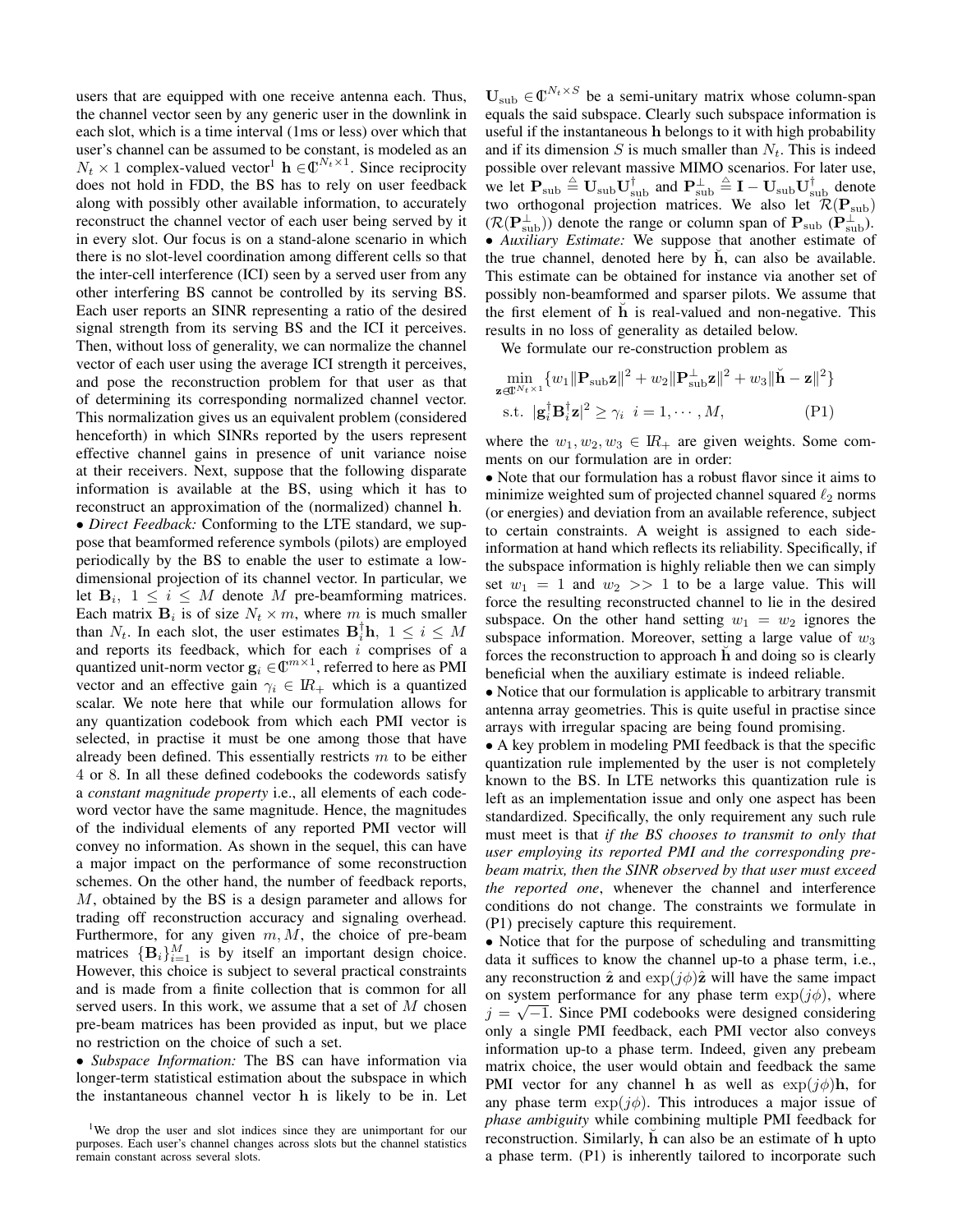users that are equipped with one receive antenna each. Thus, the channel vector seen by any generic user in the downlink in each slot, which is a time interval (1ms or less) over which that user's channel can be assumed to be constant, is modeled as an $N_t \times 1$ complex-valued vector[1] $\mathbf{h} \in \mathbb{C}^{N_t \times 1}$. Since reciprocity does not hold in FDD, the BS has to rely on user feedback along with possibly other available information, to accurately reconstruct the channel vector of each user being served by it in every slot. Our focus is on a stand-alone scenario in which there is no slot-level coordination among different cells so that the inter-cell interference (ICI) seen by a served user from any other interfering BS cannot be controlled by its serving BS. Each user reports an SINR representing a ratio of the desired signal strength from its serving BS and the ICI it perceives. Then, without loss of generality, we can normalize the channel vector of each user using the average ICI strength it perceives, and pose the reconstruction problem for that user as that of determining its corresponding normalized channel vector. This normalization gives us an equivalent problem (considered henceforth) in which SINRs reported by the users represent effective channel gains in presence of unit variance noise at their receivers. Next, suppose that the following disparate information is available at the BS, using which it has to reconstruct an approximation of the (normalized) channel $\mathbf{h}$.

• *Direct Feedback:* Conforming to the LTE standard, we suppose that beamformed reference symbols (pilots) are employed periodically by the BS to enable the user to estimate a low-dimensional projection of its channel vector. In particular, we let $\mathbf{B}_i,\ 1 \leq i \leq M$ denote $M$ pre-beamforming matrices. Each matrix $\mathbf{B}_i$ is of size $N_t \times m$, where $m$ is much smaller than $N_t$. In each slot, the user estimates $\mathbf{B}_i^\dagger \mathbf{h},\ 1 \leq i \leq M$ and reports its feedback, which for each $i$ comprises of a quantized unit-norm vector $\mathbf{g}_i \in \mathbb{C}^{m \times 1}$, referred to here as PMI vector and an effective gain $\gamma_i \in \mathbb{R}_+$ which is a quantized scalar. We note here that while our formulation allows for any quantization codebook from which each PMI vector is selected, in practise it must be one among those that have already been defined. This essentially restricts $m$ to be either 4 or 8. In all these defined codebooks the codewords satisfy a *constant magnitude property* i.e., all elements of each codeword vector have the same magnitude. Hence, the magnitudes of the individual elements of any reported PMI vector will convey no information. As shown in the sequel, this can have a major impact on the performance of some reconstruction schemes. On the other hand, the number of feedback reports, $M$, obtained by the BS is a design parameter and allows for trading off reconstruction accuracy and signaling overhead. Furthermore, for any given $m, M$, the choice of pre-beam matrices $\{\mathbf{B}_i\}_{i=1}^M$ is by itself an important design choice. However, this choice is subject to several practical constraints and is made from a finite collection that is common for all served users. In this work, we assume that a set of $M$ chosen pre-beam matrices has been provided as input, but we place no restriction on the choice of such a set.

• *Subspace Information:* The BS can have information via longer-term statistical estimation about the subspace in which the instantaneous channel vector $\mathbf{h}$ is likely to be in. Let $\mathbf{U}_{\text{sub}} \in \mathbb{C}^{N_t \times S}$ be a semi-unitary matrix whose column-span equals the said subspace. Clearly such subspace information is useful if the instantaneous $\mathbf{h}$ belongs to it with high probability and if its dimension $S$ is much smaller than $N_t$. This is indeed possible over relevant massive MIMO scenarios. For later use, we let $\mathbf{P}_{\text{sub}} \triangleq \mathbf{U}_{\text{sub}} \mathbf{U}_{\text{sub}}^\dagger$ and $\mathbf{P}_{\text{sub}}^\perp \triangleq \mathbf{I} - \mathbf{U}_{\text{sub}} \mathbf{U}_{\text{sub}}^\dagger$ denote two orthogonal projection matrices. We also let $\mathcal{R}(\mathbf{P}_{\text{sub}})$ ($\mathcal{R}(\mathbf{P}_{\text{sub}}^\perp)$) denote the range or column span of $\mathbf{P}_{\text{sub}}$ ($\mathbf{P}_{\text{sub}}^\perp$).

• *Auxiliary Estimate:* We suppose that another estimate of the true channel, denoted here by $\breve{\mathbf{h}}$, can also be available. This estimate can be obtained for instance via another set of possibly non-beamformed and sparser pilots. We assume that the first element of $\breve{\mathbf{h}}$ is real-valued and non-negative. This results in no loss of generality as detailed below.

We formulate our re-construction problem as

$$
\begin{aligned}
&\min_{\mathbf{z} \in \mathbb{C}^{N_t \times 1}} \{ w_1 \|\mathbf{P}_{\text{sub}} \mathbf{z}\|^2 + w_2 \|\mathbf{P}_{\text{sub}}^\perp \mathbf{z}\|^2 + w_3 \|\breve{\mathbf{h}} - \mathbf{z}\|^2 \} \\
&\text{s.t. } |\mathbf{g}_i^\dagger \mathbf{B}_i^\dagger \mathbf{z}|^2 \geq \gamma_i \ \ i = 1, \cdots, M, \qquad \text{(P1)}
\end{aligned}
$$

where the $w_1, w_2, w_3 \in \mathbb{R}_+$ are given weights. Some comments on our formulation are in order:

• Note that our formulation has a robust flavor since it aims to minimize weighted sum of projected channel squared $\ell_2$ norms (or energies) and deviation from an available reference, subject to certain constraints. A weight is assigned to each side-information at hand which reflects its reliability. Specifically, if the subspace information is highly reliable then we can simply set $w_1 = 1$ and $w_2 >> 1$ to be a large value. This will force the resulting reconstructed channel to lie in the desired subspace. On the other hand setting $w_1 = w_2$ ignores the subspace information. Moreover, setting a large value of $w_3$ forces the reconstruction to approach $\breve{\mathbf{h}}$ and doing so is clearly beneficial when the auxiliary estimate is indeed reliable.

• Notice that our formulation is applicable to arbitrary transmit antenna array geometries. This is quite useful in practise since arrays with irregular spacing are being found promising.

• A key problem in modeling PMI feedback is that the specific quantization rule implemented by the user is not completely known to the BS. In LTE networks this quantization rule is left as an implementation issue and only one aspect has been standardized. Specifically, the only requirement any such rule must meet is that *if the BS chooses to transmit to only that user employing its reported PMI and the corresponding pre-beam matrix, then the SINR observed by that user must exceed the reported one*, whenever the channel and interference conditions do not change. The constraints we formulate in (P1) precisely capture this requirement.

• Notice that for the purpose of scheduling and transmitting data it suffices to know the channel up-to a phase term, i.e., any reconstruction $\hat{\mathbf{z}}$ and $\exp(j\phi)\hat{\mathbf{z}}$ will have the same impact on system performance for any phase term $\exp(j\phi)$, where $j = \sqrt{-1}$. Since PMI codebooks were designed considering only a single PMI feedback, each PMI vector also conveys information up-to a phase term. Indeed, given any prebeam matrix choice, the user would obtain and feedback the same PMI vector for any channel $\mathbf{h}$ as well as $\exp(j\phi)\mathbf{h}$, for any phase term $\exp(j\phi)$. This introduces a major issue of *phase ambiguity* while combining multiple PMI feedback for reconstruction. Similarly, $\breve{\mathbf{h}}$ can also be an estimate of $\mathbf{h}$ upto a phase term. (P1) is inherently tailored to incorporate such

[1] We drop the user and slot indices since they are unimportant for our purposes. Each user's channel changes across slots but the channel statistics remain constant across several slots.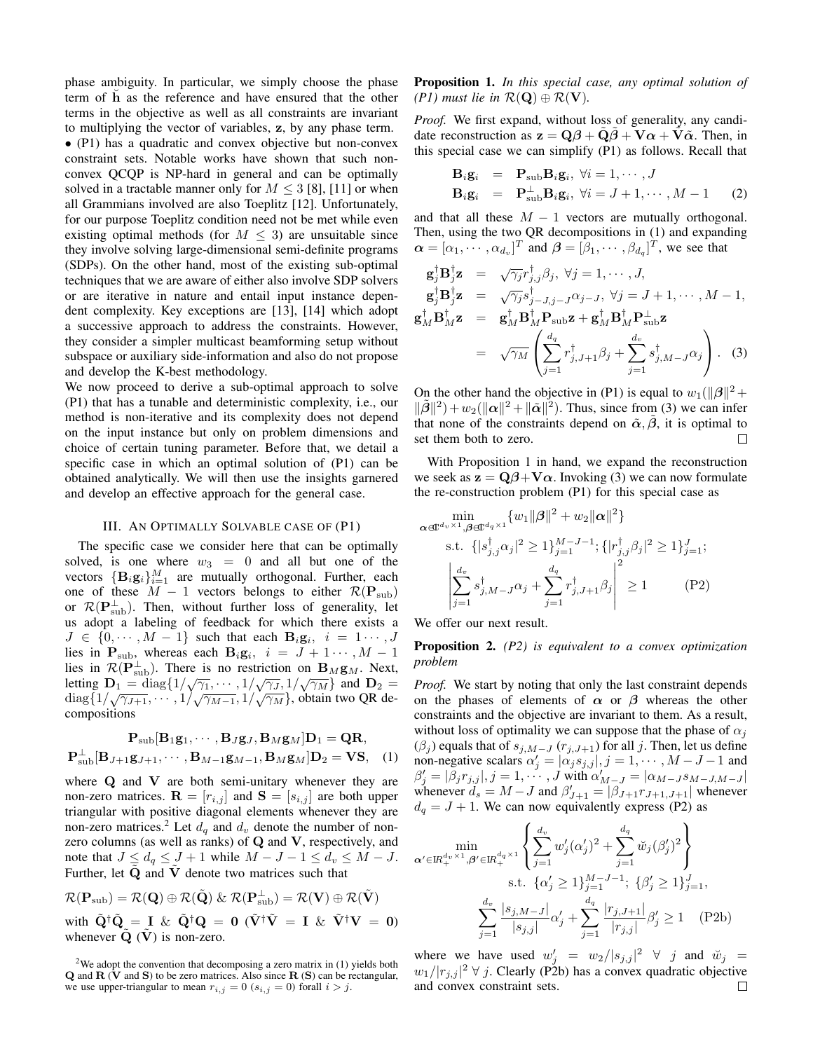phase ambiguity. In particular, we simply choose the phase term of $\breve{\mathbf{h}}$ as the reference and have ensured that the other terms in the objective as well as all constraints are invariant to multiplying the vector of variables, $\mathbf{z}$, by any phase term.

• (P1) has a quadratic and convex objective but non-convex constraint sets. Notable works have shown that such non-convex QCQP is NP-hard in general and can be optimally solved in a tractable manner only for $M \leq 3$ [8], [11] or when all Grammians involved are also Toeplitz [12]. Unfortunately, for our purpose Toeplitz condition need not be met while even existing optimal methods (for $M \leq 3$) are unsuitable since they involve solving large-dimensional semi-definite programs (SDPs). On the other hand, most of the existing sub-optimal techniques that we are aware of either also involve SDP solvers or are iterative in nature and entail input instance dependent complexity. Key exceptions are [13], [14] which adopt a successive approach to address the constraints. However, they consider a simpler multicast beamforming setup without subspace or auxiliary side-information and also do not propose and develop the K-best methodology.

We now proceed to derive a sub-optimal approach to solve (P1) that has a tunable and deterministic complexity, i.e., our method is non-iterative and its complexity does not depend on the input instance but only on problem dimensions and choice of certain tuning parameter. Before that, we detail a specific case in which an optimal solution of (P1) can be obtained analytically. We will then use the insights garnered and develop an effective approach for the general case.

## III. An Optimally Solvable case of (P1)

The specific case we consider here that can be optimally solved, is one where $w_3 = 0$ and all but one of the vectors $\{\mathbf{B}_i \mathbf{g}_i\}_{i=1}^M$ are mutually orthogonal. Further, each one of these $M-1$ vectors belongs to either $\mathcal{R}(\mathbf{P}_{\text{sub}})$ or $\mathcal{R}(\mathbf{P}_{\text{sub}}^{\perp})$. Then, without further loss of generality, let us adopt a labeling of feedback for which there exists a $J \in \{0, \cdots, M-1\}$ such that each $\mathbf{B}_i \mathbf{g}_i$, $i = 1 \cdots, J$ lies in $\mathbf{P}_{\text{sub}}$, whereas each $\mathbf{B}_i \mathbf{g}_i$, $i = J+1 \cdots, M-1$ lies in $\mathcal{R}(\mathbf{P}_{\text{sub}}^{\perp})$. There is no restriction on $\mathbf{B}_M \mathbf{g}_M$. Next, letting $\mathbf{D}_1 = \text{diag}\{1/\sqrt{\gamma_1}, \cdots, 1/\sqrt{\gamma_J}, 1/\sqrt{\gamma_M}\}$ and $\mathbf{D}_2 = \text{diag}\{1/\sqrt{\gamma_{J+1}}, \cdots, 1/\sqrt{\gamma_{M-1}}, 1/\sqrt{\gamma_M}\}$, obtain two QR decompositions

$$
\begin{aligned}
\mathbf{P}_{\text{sub}}[\mathbf{B}_1\mathbf{g}_1, \cdots, \mathbf{B}_J\mathbf{g}_J, \mathbf{B}_M\mathbf{g}_M]\mathbf{D}_1 = \mathbf{QR}, \\
\mathbf{P}_{\text{sub}}^{\perp}[\mathbf{B}_{J+1}\mathbf{g}_{J+1}, \cdots, \mathbf{B}_{M-1}\mathbf{g}_{M-1}, \mathbf{B}_M\mathbf{g}_M]\mathbf{D}_2 = \mathbf{VS}, \quad (1)
\end{aligned}
$$

where $\mathbf{Q}$ and $\mathbf{V}$ are both semi-unitary whenever they are non-zero matrices. $\mathbf{R} = [r_{i,j}]$ and $\mathbf{S} = [s_{i,j}]$ are both upper triangular with positive diagonal elements whenever they are non-zero matrices.[2] Let $d_q$ and $d_v$ denote the number of non-zero columns (as well as ranks) of $\mathbf{Q}$ and $\mathbf{V}$, respectively, and note that $J \leq d_q \leq J+1$ while $M-J-1 \leq d_v \leq M-J$. Further, let $\tilde{\mathbf{Q}}$ and $\tilde{\mathbf{V}}$ denote two matrices such that

$$
\mathcal{R}(\mathbf{P}_{\text{sub}}) = \mathcal{R}(\mathbf{Q}) \oplus \mathcal{R}(\tilde{\mathbf{Q}}) \;\&\; \mathcal{R}(\mathbf{P}_{\text{sub}}^{\perp}) = \mathcal{R}(\mathbf{V}) \oplus \mathcal{R}(\tilde{\mathbf{V}})
$$

with $\tilde{\mathbf{Q}}^\dagger \tilde{\mathbf{Q}} = \mathbf{I}$ & $\tilde{\mathbf{Q}}^\dagger \mathbf{Q} = \mathbf{0}$ ($\tilde{\mathbf{V}}^\dagger \tilde{\mathbf{V}} = \mathbf{I}$ & $\tilde{\mathbf{V}}^\dagger \mathbf{V} = \mathbf{0}$) whenever $\tilde{\mathbf{Q}}$ ($\tilde{\mathbf{V}}$) is non-zero.

[2]We adopt the convention that decomposing a zero matrix in (1) yields both $\mathbf{Q}$ and $\mathbf{R}$ ($\mathbf{V}$ and $\mathbf{S}$) to be zero matrices. Also since $\mathbf{R}$ ($\mathbf{S}$) can be rectangular, we use upper-triangular to mean $r_{i,j} = 0$ ($s_{i,j} = 0$) forall $i > j$.

**Proposition 1.** *In this special case, any optimal solution of (P1) must lie in $\mathcal{R}(\mathbf{Q}) \oplus \mathcal{R}(\mathbf{V})$.*

*Proof.* We first expand, without loss of generality, any candidate reconstruction as $\mathbf{z} = \mathbf{Q}\boldsymbol{\beta} + \tilde{\mathbf{Q}}\tilde{\boldsymbol{\beta}} + \mathbf{V}\boldsymbol{\alpha} + \tilde{\mathbf{V}}\tilde{\boldsymbol{\alpha}}$. Then, in this special case we can simplify (P1) as follows. Recall that

$$
\begin{aligned}
\mathbf{B}_i \mathbf{g}_i &= \mathbf{P}_{\text{sub}} \mathbf{B}_i \mathbf{g}_i, \; \forall i = 1, \cdots, J \\
\mathbf{B}_i \mathbf{g}_i &= \mathbf{P}_{\text{sub}}^{\perp} \mathbf{B}_i \mathbf{g}_i, \; \forall i = J+1, \cdots, M-1 \quad (2)
\end{aligned}
$$

and that all these $M-1$ vectors are mutually orthogonal. Then, using the two QR decompositions in (1) and expanding $\boldsymbol{\alpha} = [\alpha_1, \cdots, \alpha_{d_v}]^T$ and $\boldsymbol{\beta} = [\beta_1, \cdots, \beta_{d_q}]^T$, we see that

$$
\begin{aligned}
\mathbf{g}_j^\dagger \mathbf{B}_j^\dagger \mathbf{z} &= \sqrt{\gamma_j} r_{j,j}^\dagger \beta_j, \; \forall j = 1, \cdots, J, \\
\mathbf{g}_j^\dagger \mathbf{B}_j^\dagger \mathbf{z} &= \sqrt{\gamma_j} s_{j-J,j-J}^\dagger \alpha_{j-J}, \; \forall j = J+1, \cdots, M-1, \\
\mathbf{g}_M^\dagger \mathbf{B}_M^\dagger \mathbf{z} &= \mathbf{g}_M^\dagger \mathbf{B}_M^\dagger \mathbf{P}_{\text{sub}} \mathbf{z} + \mathbf{g}_M^\dagger \mathbf{B}_M^\dagger \mathbf{P}_{\text{sub}}^{\perp} \mathbf{z} \\
&= \sqrt{\gamma_M} \left( \sum_{j=1}^{d_q} r_{j,J+1}^\dagger \beta_j + \sum_{j=1}^{d_v} s_{j,M-J}^\dagger \alpha_j \right). \quad (3)
\end{aligned}
$$

On the other hand the objective in (P1) is equal to $w_1(\|\boldsymbol{\beta}\|^2 + \|\tilde{\boldsymbol{\beta}}\|^2) + w_2(\|\boldsymbol{\alpha}\|^2 + \|\tilde{\boldsymbol{\alpha}}\|^2)$. Thus, since from (3) we can infer that none of the constraints depend on $\tilde{\boldsymbol{\alpha}}, \tilde{\boldsymbol{\beta}}$, it is optimal to set them both to zero. □

With Proposition 1 in hand, we expand the reconstruction we seek as $\mathbf{z} = \mathbf{Q}\boldsymbol{\beta} + \mathbf{V}\boldsymbol{\alpha}$. Invoking (3) we can now formulate the re-construction problem (P1) for this special case as

$$
\begin{aligned}
\min_{\boldsymbol{\alpha} \in \mathbb{C}^{d_v \times 1}, \boldsymbol{\beta} \in \mathbb{C}^{d_q \times 1}} & \{w_1 \|\boldsymbol{\beta}\|^2 + w_2 \|\boldsymbol{\alpha}\|^2\} \\
\text{s.t.} \; & \{|s_{j,j}^\dagger \alpha_j|^2 \geq 1\}_{j=1}^{M-J-1}; \{|r_{j,j}^\dagger \beta_j|^2 \geq 1\}_{j=1}^{J}; \\
& \left| \sum_{j=1}^{d_v} s_{j,M-J}^\dagger \alpha_j + \sum_{j=1}^{d_q} r_{j,J+1}^\dagger \beta_j \right|^2 \geq 1 \qquad \text{(P2)}
\end{aligned}
$$

We offer our next result.

**Proposition 2.** *(P2) is equivalent to a convex optimization problem*

*Proof.* We start by noting that only the last constraint depends on the phases of elements of $\boldsymbol{\alpha}$ or $\boldsymbol{\beta}$ whereas the other constraints and the objective are invariant to them. As a result, without loss of optimality we can suppose that the phase of $\alpha_j$ ($\beta_j$) equals that of $s_{j,M-J}$ ($r_{j,J+1}$) for all $j$. Then, let us define non-negative scalars $\alpha'_j = |\alpha_j s_{j,j}|, j = 1, \cdots, M-J-1$ and $\beta'_j = |\beta_j r_{j,j}|, j = 1, \cdots, J$ with $\alpha'_{M-J} = |\alpha_{M-J} s_{M-J,M-J}|$ whenever $d_s = M-J$ and $\beta'_{J+1} = |\beta_{J+1} r_{J+1,J+1}|$ whenever $d_q = J+1$. We can now equivalently express (P2) as

$$
\begin{aligned}
\min_{\boldsymbol{\alpha}' \in \mathbb{R}_+^{d_v \times 1}, \boldsymbol{\beta}' \in \mathbb{R}_+^{d_q \times 1}} & \left\{ \sum_{j=1}^{d_v} w'_j (\alpha'_j)^2 + \sum_{j=1}^{d_q} \breve{w}_j (\beta'_j)^2 \right\} \\
\text{s.t.} \; & \{\alpha'_j \geq 1\}_{j=1}^{M-J-1}; \; \{\beta'_j \geq 1\}_{j=1}^{J}, \\
& \sum_{j=1}^{d_v} \frac{|s_{j,M-J}|}{|s_{j,j}|} \alpha'_j + \sum_{j=1}^{d_q} \frac{|r_{j,J+1}|}{|r_{j,j}|} \beta'_j \geq 1 \quad \text{(P2b)}
\end{aligned}
$$

where we have used $w'_j = w_2/|s_{j,j}|^2 \;\; \forall \; j$ and $\breve{w}_j = w_1/|r_{j,j}|^2 \; \forall \; j$. Clearly (P2b) has a convex quadratic objective and convex constraint sets. □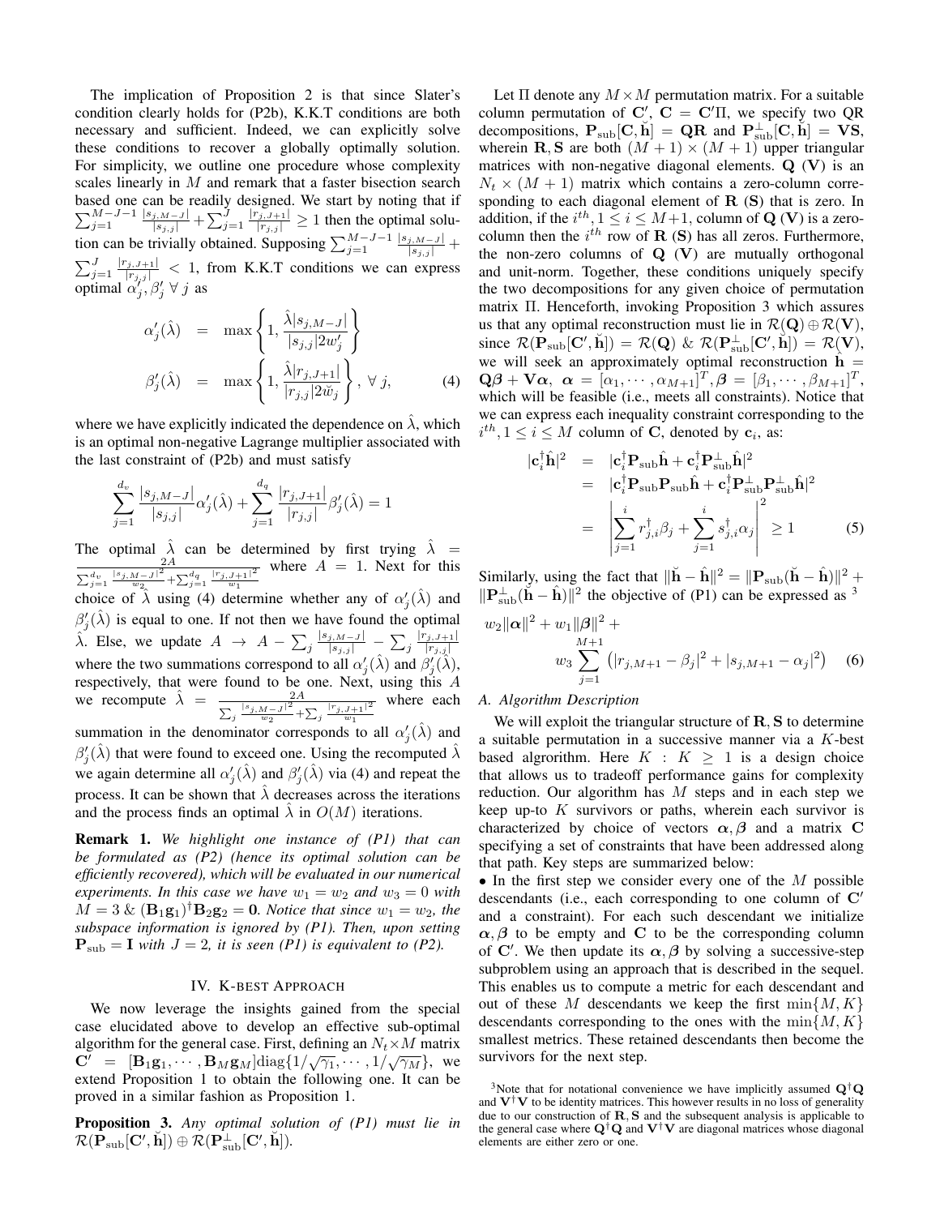The implication of Proposition 2 is that since Slater's condition clearly holds for (P2b), K.K.T conditions are both necessary and sufficient. Indeed, we can explicitly solve these conditions to recover a globally optimally solution. For simplicity, we outline one procedure whose complexity scales linearly in $M$ and remark that a faster bisection search based one can be readily designed. We start by noting that if $\sum_{j=1}^{M-J-1} \frac{|s_{j,M-J}|}{|s_{j,j}|} + \sum_{j=1}^{J} \frac{|r_{j,J+1}|}{|r_{j,j}|} \geq 1$ then the optimal solution can be trivially obtained. Supposing $\sum_{j=1}^{M-J-1} \frac{|s_{j,M-J}|}{|s_{j,j}|} + \sum_{j=1}^{J} \frac{|r_{j,J+1}|}{|r_{j,j}|} < 1$, from K.K.T conditions we can express optimal $\alpha'_j, \beta'_j \; \forall \; j$ as

$$
\begin{aligned}
\alpha'_j(\hat{\lambda}) &= \max\left\{1, \frac{\hat{\lambda}|s_{j,M-J}|}{|s_{j,j}|2w'_j}\right\} \\
\beta'_j(\hat{\lambda}) &= \max\left\{1, \frac{\hat{\lambda}|r_{j,J+1}|}{|r_{j,j}|2\tilde{w}_j}\right\}, \; \forall \; j,
\end{aligned} \tag{4}
$$

where we have explicitly indicated the dependence on $\hat{\lambda}$, which is an optimal non-negative Lagrange multiplier associated with the last constraint of (P2b) and must satisfy

$$
\sum_{j=1}^{d_v} \frac{|s_{j,M-J}|}{|s_{j,j}|}\alpha'_j(\hat{\lambda}) + \sum_{j=1}^{d_q} \frac{|r_{j,J+1}|}{|r_{j,j}|}\beta'_j(\hat{\lambda}) = 1
$$

The optimal $\hat{\lambda}$ can be determined by first trying $\hat{\lambda} = \frac{2A}{\sum_{j=1}^{d_v} \frac{|s_{j,M-J}|^2}{w_2} + \sum_{j=1}^{d_q} \frac{|r_{j,J+1}|^2}{w_1}}$ where $A = 1$. Next for this choice of $\hat{\lambda}$ using (4) determine whether any of $\alpha'_j(\hat{\lambda})$ and $\beta'_j(\hat{\lambda})$ is equal to one. If not then we have found the optimal $\hat{\lambda}$. Else, we update $A \to A - \sum_j \frac{|s_{j,M-J}|}{|s_{j,j}|} - \sum_j \frac{|r_{j,J+1}|}{|r_{j,j}|}$ where the two summations correspond to all $\alpha'_j(\hat{\lambda})$ and $\beta'_j(\hat{\lambda})$, respectively, that were found to be one. Next, using this $A$ we recompute $\hat{\lambda} = \frac{2A}{\sum_j \frac{|s_{j,M-J}|^2}{w_2} + \sum_j \frac{|r_{j,J+1}|^2}{w_1}}$ where each summation in the denominator corresponds to all $\alpha'_j(\hat{\lambda})$ and $\beta'_j(\hat{\lambda})$ that were found to exceed one. Using the recomputed $\hat{\lambda}$ we again determine all $\alpha'_j(\hat{\lambda})$ and $\beta'_j(\hat{\lambda})$ via (4) and repeat the process. It can be shown that $\hat{\lambda}$ decreases across the iterations and the process finds an optimal $\hat{\lambda}$ in $O(M)$ iterations.

**Remark 1.** *We highlight one instance of (P1) that can be formulated as (P2) (hence its optimal solution can be efficiently recovered), which will be evaluated in our numerical experiments. In this case we have $w_1 = w_2$ and $w_3 = 0$ with $M = 3$ & $(\mathbf{B}_1\mathbf{g}_1)^\dagger\mathbf{B}_2\mathbf{g}_2 = \mathbf{0}$. Notice that since $w_1 = w_2$, the subspace information is ignored by (P1). Then, upon setting $\mathbf{P}_{\rm sub} = \mathbf{I}$ with $J = 2$, it is seen (P1) is equivalent to (P2).*

## IV. K-best Approach

We now leverage the insights gained from the special case elucidated above to develop an effective sub-optimal algorithm for the general case. First, defining an $N_t \times M$ matrix $\mathbf{C}' = [\mathbf{B}_1\mathbf{g}_1, \cdots, \mathbf{B}_M\mathbf{g}_M]\text{diag}\{1/\sqrt{\gamma_1}, \cdots, 1/\sqrt{\gamma_M}\}$, we extend Proposition 1 to obtain the following one. It can be proved in a similar fashion as Proposition 1.

**Proposition 3.** *Any optimal solution of (P1) must lie in $\mathcal{R}(\mathbf{P}_{\rm sub}[\mathbf{C}', \breve{\mathbf{h}}]) \oplus \mathcal{R}(\mathbf{P}_{\rm sub}^\perp[\mathbf{C}', \breve{\mathbf{h}}])$.*

Let $\Pi$ denote any $M \times M$ permutation matrix. For a suitable column permutation of $\mathbf{C}'$, $\mathbf{C} = \mathbf{C}'\Pi$, we specify two QR decompositions, $\mathbf{P}_{\rm sub}[\mathbf{C}, \breve{\mathbf{h}}] = \mathbf{QR}$ and $\mathbf{P}_{\rm sub}^\perp[\mathbf{C}, \breve{\mathbf{h}}] = \mathbf{VS}$, wherein $\mathbf{R}, \mathbf{S}$ are both $(M+1) \times (M+1)$ upper triangular matrices with non-negative diagonal elements. $\mathbf{Q}$ ($\mathbf{V}$) is an $N_t \times (M+1)$ matrix which contains a zero-column corresponding to each diagonal element of $\mathbf{R}$ ($\mathbf{S}$) that is zero. In addition, if the $i^{th}, 1 \leq i \leq M+1$, column of $\mathbf{Q}$ ($\mathbf{V}$) is a zero-column then the $i^{th}$ row of $\mathbf{R}$ ($\mathbf{S}$) has all zeros. Furthermore, the non-zero columns of $\mathbf{Q}$ ($\mathbf{V}$) are mutually orthogonal and unit-norm. Together, these conditions uniquely specify the two decompositions for any given choice of permutation matrix $\Pi$. Henceforth, invoking Proposition 3 which assures us that any optimal reconstruction must lie in $\mathcal{R}(\mathbf{Q}) \oplus \mathcal{R}(\mathbf{V})$, since $\mathcal{R}(\mathbf{P}_{\rm sub}[\mathbf{C}', \breve{\mathbf{h}}]) = \mathcal{R}(\mathbf{Q})$ & $\mathcal{R}(\mathbf{P}_{\rm sub}^\perp[\mathbf{C}', \breve{\mathbf{h}}]) = \mathcal{R}(\mathbf{V})$, we will seek an approximately optimal reconstruction $\hat{\mathbf{h}} = \mathbf{Q}\boldsymbol{\beta} + \mathbf{V}\boldsymbol{\alpha}$, $\boldsymbol{\alpha} = [\alpha_1, \cdots, \alpha_{M+1}]^T, \boldsymbol{\beta} = [\beta_1, \cdots, \beta_{M+1}]^T$, which will be feasible (i.e., meets all constraints). Notice that we can express each inequality constraint corresponding to the $i^{th}, 1 \leq i \leq M$ column of $\mathbf{C}$, denoted by $\mathbf{c}_i$, as:

$$
\begin{aligned}
|\mathbf{c}_i^\dagger\hat{\mathbf{h}}|^2 &= |\mathbf{c}_i^\dagger\mathbf{P}_{\rm sub}\hat{\mathbf{h}} + \mathbf{c}_i^\dagger\mathbf{P}_{\rm sub}^\perp\hat{\mathbf{h}}|^2 \\
&= |\mathbf{c}_i^\dagger\mathbf{P}_{\rm sub}\mathbf{P}_{\rm sub}\hat{\mathbf{h}} + \mathbf{c}_i^\dagger\mathbf{P}_{\rm sub}^\perp\mathbf{P}_{\rm sub}^\perp\hat{\mathbf{h}}|^2 \\
&= \left|\sum_{j=1}^{i} r_{j,i}^\dagger\beta_j + \sum_{j=1}^{i} s_{j,i}^\dagger\alpha_j\right|^2 \geq 1
\end{aligned} \tag{5}
$$

Similarly, using the fact that $\|\breve{\mathbf{h}} - \hat{\mathbf{h}}\|^2 = \|\mathbf{P}_{\rm sub}(\breve{\mathbf{h}} - \hat{\mathbf{h}})\|^2 + \|\mathbf{P}_{\rm sub}^\perp(\breve{\mathbf{h}} - \hat{\mathbf{h}})\|^2$ the objective of (P1) can be expressed as [3]

$$
w_2\|\boldsymbol{\alpha}\|^2 + w_1\|\boldsymbol{\beta}\|^2 + w_3\sum_{j=1}^{M+1}\left(|r_{j,M+1} - \beta_j|^2 + |s_{j,M+1} - \alpha_j|^2\right) \tag{6}
$$

### A. Algorithm Description

We will exploit the triangular structure of $\mathbf{R}, \mathbf{S}$ to determine a suitable permutation in a successive manner via a $K$-best based algrorithm. Here $K : K \geq 1$ is a design choice that allows us to tradeoff performance gains for complexity reduction. Our algorithm has $M$ steps and in each step we keep up-to $K$ survivors or paths, wherein each survivor is characterized by choice of vectors $\boldsymbol{\alpha}, \boldsymbol{\beta}$ and a matrix $\mathbf{C}$ specifying a set of constraints that have been addressed along that path. Key steps are summarized below:

- In the first step we consider every one of the $M$ possible descendants (i.e., each corresponding to one column of $\mathbf{C}'$ and a constraint). For each such descendant we initialize $\boldsymbol{\alpha}, \boldsymbol{\beta}$ to be empty and $\mathbf{C}$ to be the corresponding column of $\mathbf{C}'$. We then update its $\boldsymbol{\alpha}, \boldsymbol{\beta}$ by solving a successive-step subproblem using an approach that is described in the sequel. This enables us to compute a metric for each descendant and out of these $M$ descendants we keep the first $\min\{M, K\}$ descendants corresponding to the ones with the $\min\{M, K\}$ smallest metrics. These retained descendants then become the survivors for the next step.

[3] Note that for notational convenience we have implicitly assumed $\mathbf{Q}^\dagger\mathbf{Q}$ and $\mathbf{V}^\dagger\mathbf{V}$ to be identity matrices. This however results in no loss of generality due to our construction of $\mathbf{R}, \mathbf{S}$ and the subsequent analysis is applicable to the general case where $\mathbf{Q}^\dagger\mathbf{Q}$ and $\mathbf{V}^\dagger\mathbf{V}$ are diagonal matrices whose diagonal elements are either zero or one.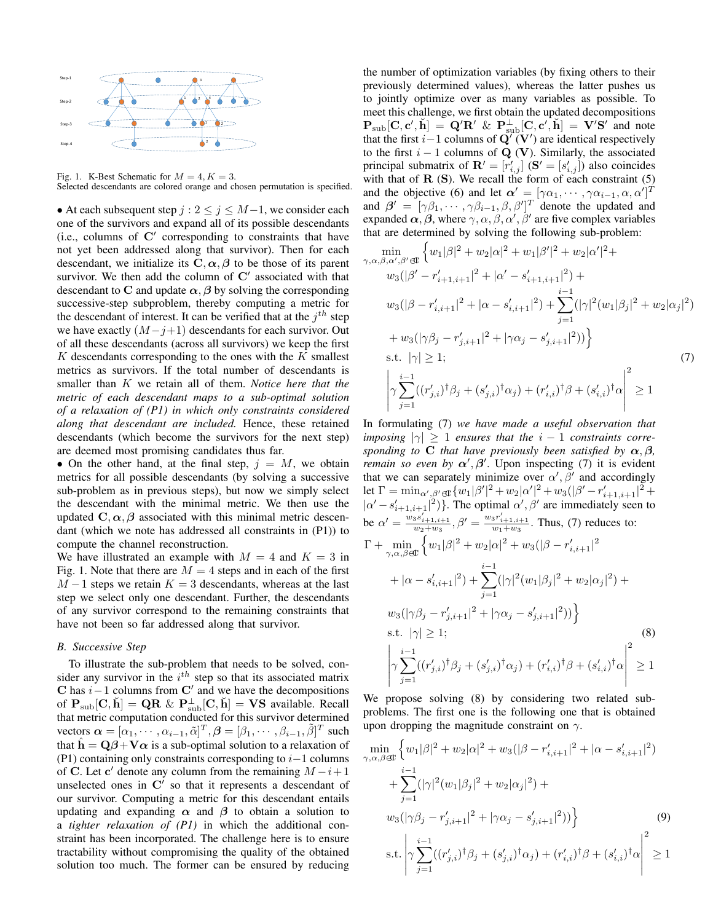Fig. 1. K-Best Schematic for $M = 4, K = 3$.
Selected descendants are colored orange and chosen permutation is specified.

• At each subsequent step $j : 2 \le j \le M-1$, we consider each one of the survivors and expand all of its possible descendants (i.e., columns of $\mathbf{C}'$ corresponding to constraints that have not yet been addressed along that survivor). Then for each descendant, we initialize its $\mathbf{C}, \boldsymbol{\alpha}, \boldsymbol{\beta}$ to be those of its parent survivor. We then add the column of $\mathbf{C}'$ associated with that descendant to $\mathbf{C}$ and update $\boldsymbol{\alpha}, \boldsymbol{\beta}$ by solving the corresponding successive-step subproblem, thereby computing a metric for the descendant of interest. It can be verified that at the $j^{th}$ step we have exactly $(M-j+1)$ descendants for each survivor. Out of all these descendants (across all survivors) we keep the first $K$ descendants corresponding to the ones with the $K$ smallest metrics as survivors. If the total number of descendants is smaller than $K$ we retain all of them. *Notice here that the metric of each descendant maps to a sub-optimal solution of a relaxation of (P1) in which only constraints considered along that descendant are included.* Hence, these retained descendants (which become the survivors for the next step) are deemed most promising candidates thus far.

• On the other hand, at the final step, $j = M$, we obtain metrics for all possible descendants (by solving a successive sub-problem as in previous steps), but now we simply select the descendant with the minimal metric. We then use the updated $\mathbf{C}, \boldsymbol{\alpha}, \boldsymbol{\beta}$ associated with this minimal metric descendant (which we note has addressed all constraints in (P1)) to compute the channel reconstruction.

We have illustrated an example with $M = 4$ and $K = 3$ in Fig. 1. Note that there are $M = 4$ steps and in each of the first $M-1$ steps we retain $K = 3$ descendants, whereas at the last step we select only one descendant. Further, the descendants of any survivor correspond to the remaining constraints that have not been so far addressed along that survivor.

### B. Successive Step

To illustrate the sub-problem that needs to be solved, consider any survivor in the $i^{th}$ step so that its associated matrix $\mathbf{C}$ has $i-1$ columns from $\mathbf{C}'$ and we have the decompositions of $\mathbf{P}_{\rm sub}[\mathbf{C}, \check{\mathbf{h}}] = \mathbf{QR}$ & $\mathbf{P}_{\rm sub}^{\perp}[\mathbf{C}, \check{\mathbf{h}}] = \mathbf{VS}$ available. Recall that metric computation conducted for this survivor determined vectors $\boldsymbol{\alpha} = [\alpha_1, \cdots, \alpha_{i-1}, \tilde{\alpha}]^T, \boldsymbol{\beta} = [\beta_1, \cdots, \beta_{i-1}, \tilde{\beta}]^T$ such that $\hat{\mathbf{h}} = \mathbf{Q}\boldsymbol{\beta} + \mathbf{V}\boldsymbol{\alpha}$ is a sub-optimal solution to a relaxation of (P1) containing only constraints corresponding to $i-1$ columns of $\mathbf{C}$. Let $\mathbf{c}'$ denote any column from the remaining $M-i+1$ unselected ones in $\mathbf{C}'$ so that it represents a descendant of our survivor. Computing a metric for this descendant entails updating and expanding $\boldsymbol{\alpha}$ and $\boldsymbol{\beta}$ to obtain a solution to a *tighter relaxation of (P1)* in which the additional constraint has been incorporated. The challenge here is to ensure tractability without compromising the quality of the obtained solution too much. The former can be ensured by reducing the number of optimization variables (by fixing others to their previously determined values), whereas the latter pushes us to jointly optimize over as many variables as possible. To meet this challenge, we first obtain the updated decompositions $\mathbf{P}_{\rm sub}[\mathbf{C}, \mathbf{c}', \check{\mathbf{h}}] = \mathbf{Q}'\mathbf{R}'$ & $\mathbf{P}_{\rm sub}^{\perp}[\mathbf{C}, \mathbf{c}', \check{\mathbf{h}}] = \mathbf{V}'\mathbf{S}'$ and note that the first $i-1$ columns of $\mathbf{Q}'$ ($\mathbf{V}'$) are identical respectively to the first $i-1$ columns of $\mathbf{Q}$ ($\mathbf{V}$). Similarly, the associated principal submatrix of $\mathbf{R}' = [r'_{i,j}]$ ($\mathbf{S}' = [s'_{i,j}]$) also coincides with that of $\mathbf{R}$ ($\mathbf{S}$). We recall the form of each constraint (5) and the objective (6) and let $\boldsymbol{\alpha}' = [\gamma\alpha_1, \cdots, \gamma\alpha_{i-1}, \alpha, \alpha']^T$ and $\boldsymbol{\beta}' = [\gamma\beta_1, \cdots, \gamma\beta_{i-1}, \beta, \beta']^T$ denote the updated and expanded $\boldsymbol{\alpha}, \boldsymbol{\beta}$, where $\gamma, \alpha, \beta, \alpha', \beta'$ are five complex variables that are determined by solving the following sub-problem:

$$
\begin{aligned}
\min_{\gamma,\alpha,\beta,\alpha',\beta' \in \mathbb{C}} & \Big\{ w_1|\beta|^2 + w_2|\alpha|^2 + w_1|\beta'|^2 + w_2|\alpha'|^2 + \\
& w_3(|\beta' - r'_{i+1,i+1}|^2 + |\alpha' - s'_{i+1,i+1}|^2) + \\
& w_3(|\beta - r'_{i,i+1}|^2 + |\alpha - s'_{i,i+1}|^2) + \sum_{j=1}^{i-1}(|\gamma|^2(w_1|\beta_j|^2 + w_2|\alpha_j|^2) \\
& + w_3(|\gamma\beta_j - r'_{j,i+1}|^2 + |\gamma\alpha_j - s'_{j,i+1}|^2)) \Big\} \\
\text{s.t.} \ & |\gamma| \ge 1; \\
& \left| \gamma \sum_{j=1}^{i-1}((r'_{j,i})^{\dagger}\beta_j + (s'_{j,i})^{\dagger}\alpha_j) + (r'_{i,i})^{\dagger}\beta + (s'_{i,i})^{\dagger}\alpha \right|^2 \ge 1
\end{aligned} \tag{7}
$$

In formulating (7) *we have made a useful observation that imposing* $|\gamma| \ge 1$ *ensures that the* $i-1$ *constraints corresponding to* $\mathbf{C}$ *that have previously been satisfied by* $\boldsymbol{\alpha}, \boldsymbol{\beta}$, *remain so even by* $\boldsymbol{\alpha}', \boldsymbol{\beta}'$. Upon inspecting (7) it is evident that we can separately minimize over $\alpha', \beta'$ and accordingly let $\Gamma = \min_{\alpha',\beta' \in \mathbb{C}}\{w_1|\beta'|^2 + w_2|\alpha'|^2 + w_3(|\beta' - r'_{i+1,i+1}|^2 + |\alpha' - s'_{i+1,i+1}|^2)\}$. The optimal $\alpha', \beta'$ are immediately seen to be $\alpha' = \frac{w_3 s'_{i+1,i+1}}{w_2+w_3}, \beta' = \frac{w_3 r'_{i+1,i+1}}{w_1+w_3}$. Thus, (7) reduces to:

$$
\begin{aligned}
\Gamma + \min_{\gamma,\alpha,\beta \in \mathbb{C}} & \Big\{ w_1|\beta|^2 + w_2|\alpha|^2 + w_3(|\beta - r'_{i,i+1}|^2 \\
& + |\alpha - s'_{i,i+1}|^2) + \sum_{j=1}^{i-1}(|\gamma|^2(w_1|\beta_j|^2 + w_2|\alpha_j|^2) + \\
& w_3(|\gamma\beta_j - r'_{j,i+1}|^2 + |\gamma\alpha_j - s'_{j,i+1}|^2)) \Big\} \\
\text{s.t.} \ & |\gamma| \ge 1; \\
& \left| \gamma \sum_{j=1}^{i-1}((r'_{j,i})^{\dagger}\beta_j + (s'_{j,i})^{\dagger}\alpha_j) + (r'_{i,i})^{\dagger}\beta + (s'_{i,i})^{\dagger}\alpha \right|^2 \ge 1
\end{aligned} \tag{8}
$$

We propose solving (8) by considering two related sub-problems. The first one is the following one that is obtained upon dropping the magnitude constraint on $\gamma$.

$$
\begin{aligned}
\min_{\gamma,\alpha,\beta \in \mathbb{C}} & \Big\{ w_1|\beta|^2 + w_2|\alpha|^2 + w_3(|\beta - r'_{i,i+1}|^2 + |\alpha - s'_{i,i+1}|^2) \\
& + \sum_{j=1}^{i-1}(|\gamma|^2(w_1|\beta_j|^2 + w_2|\alpha_j|^2) + \\
& w_3(|\gamma\beta_j - r'_{j,i+1}|^2 + |\gamma\alpha_j - s'_{j,i+1}|^2)) \Big\} \\
\text{s.t.} \ & \left| \gamma \sum_{j=1}^{i-1}((r'_{j,i})^{\dagger}\beta_j + (s'_{j,i})^{\dagger}\alpha_j) + (r'_{i,i})^{\dagger}\beta + (s'_{i,i})^{\dagger}\alpha \right|^2 \ge 1
\end{aligned} \tag{9}
$$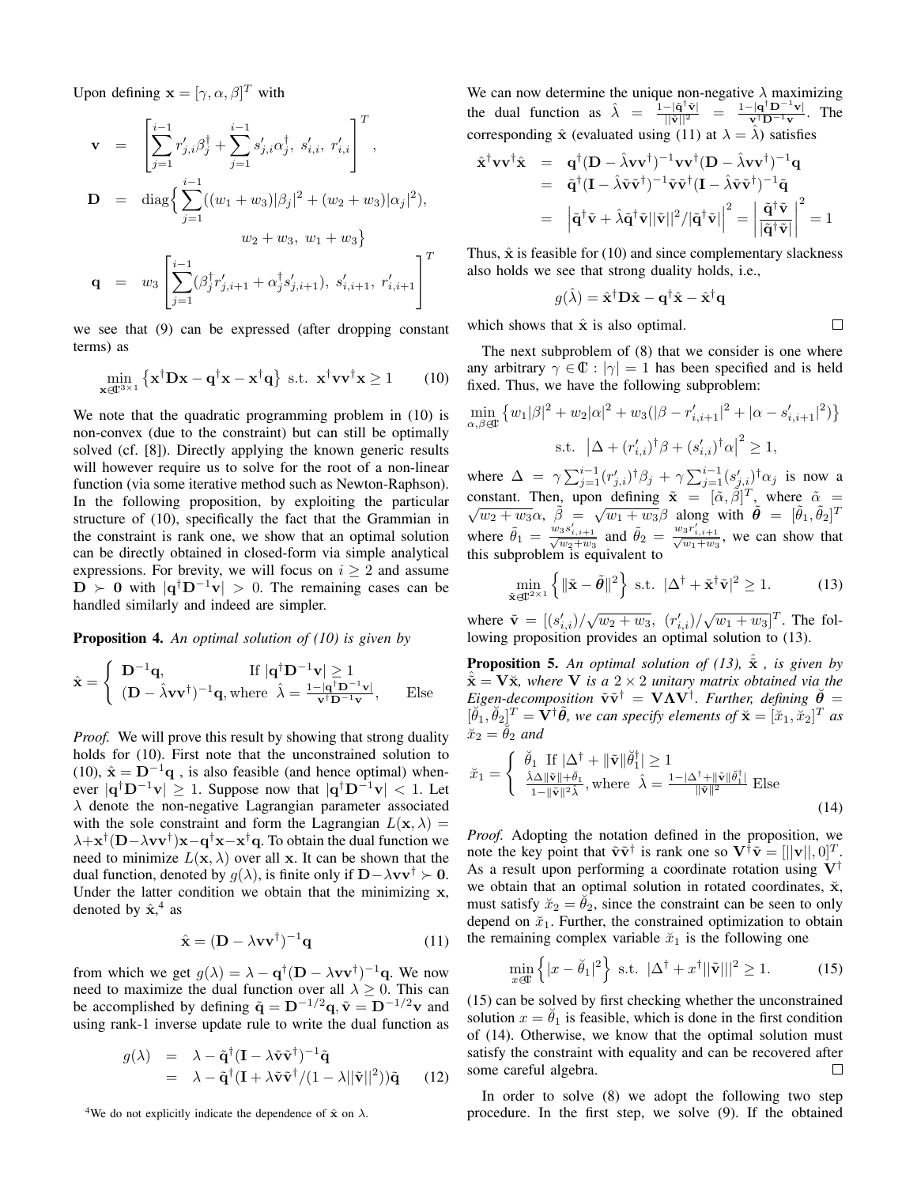Upon defining $\mathbf{x} = [\gamma, \alpha, \beta]^T$ with

$$
\begin{aligned}
\mathbf{v} &= \left[\sum_{j=1}^{i-1} r'_{j,i}\beta_j^\dagger + \sum_{j=1}^{i-1} s'_{j,i}\alpha_j^\dagger,\ s'_{i,i},\ r'_{i,i}\right]^T, \\
\mathbf{D} &= \text{diag}\Big\{\sum_{j=1}^{i-1}((w_1+w_3)|\beta_j|^2 + (w_2+w_3)|\alpha_j|^2), \\
&\qquad\qquad w_2+w_3,\ w_1+w_3\Big\} \\
\mathbf{q} &= w_3\left[\sum_{j=1}^{i-1}(\beta_j^\dagger r'_{j,i+1} + \alpha_j^\dagger s'_{j,i+1}),\ s'_{i,i+1},\ r'_{i,i+1}\right]^T
\end{aligned}
$$

we see that (9) can be expressed (after dropping constant terms) as

$$
\min_{\mathbf{x}\in\mathbb{C}^{3\times 1}} \left\{\mathbf{x}^\dagger\mathbf{D}\mathbf{x} - \mathbf{q}^\dagger\mathbf{x} - \mathbf{x}^\dagger\mathbf{q}\right\} \text{ s.t. } \mathbf{x}^\dagger\mathbf{v}\mathbf{v}^\dagger\mathbf{x} \geq 1 \tag{10}
$$

We note that the quadratic programming problem in (10) is non-convex (due to the constraint) but can still be optimally solved (cf. [8]). Directly applying the known generic results will however require us to solve for the root of a non-linear function (via some iterative method such as Newton-Raphson). In the following proposition, by exploiting the particular structure of (10), specifically the fact that the Grammian in the constraint is rank one, we show that an optimal solution can be directly obtained in closed-form via simple analytical expressions. For brevity, we will focus on $i \geq 2$ and assume $\mathbf{D} \succ \mathbf{0}$ with $|\mathbf{q}^\dagger\mathbf{D}^{-1}\mathbf{v}| > 0$. The remaining cases can be handled similarly and indeed are simpler.

**Proposition 4.** *An optimal solution of (10) is given by*

$$
\hat{\mathbf{x}} = \begin{cases} \mathbf{D}^{-1}\mathbf{q}, & \text{If } |\mathbf{q}^\dagger\mathbf{D}^{-1}\mathbf{v}| \geq 1 \\ (\mathbf{D} - \hat{\lambda}\mathbf{v}\mathbf{v}^\dagger)^{-1}\mathbf{q}, \text{where } \hat{\lambda} = \frac{1-|\mathbf{q}^\dagger\mathbf{D}^{-1}\mathbf{v}|}{\mathbf{v}^\dagger\mathbf{D}^{-1}\mathbf{v}}, & \text{Else} \end{cases}
$$

*Proof.* We will prove this result by showing that strong duality holds for (10). First note that the unconstrained solution to (10), $\hat{\mathbf{x}} = \mathbf{D}^{-1}\mathbf{q}$ , is also feasible (and hence optimal) whenever $|\mathbf{q}^\dagger\mathbf{D}^{-1}\mathbf{v}| \geq 1$. Suppose now that $|\mathbf{q}^\dagger\mathbf{D}^{-1}\mathbf{v}| < 1$. Let $\lambda$ denote the non-negative Lagrangian parameter associated with the sole constraint and form the Lagrangian $L(\mathbf{x}, \lambda) = \lambda + \mathbf{x}^\dagger(\mathbf{D} - \lambda\mathbf{v}\mathbf{v}^\dagger)\mathbf{x} - \mathbf{q}^\dagger\mathbf{x} - \mathbf{x}^\dagger\mathbf{q}$. To obtain the dual function we need to minimize $L(\mathbf{x}, \lambda)$ over all $\mathbf{x}$. It can be shown that the dual function, denoted by $g(\lambda)$, is finite only if $\mathbf{D} - \lambda\mathbf{v}\mathbf{v}^\dagger \succ \mathbf{0}$. Under the latter condition we obtain that the minimizing $\mathbf{x}$, denoted by $\hat{\mathbf{x}}$,[4] as

$$
\hat{\mathbf{x}} = (\mathbf{D} - \lambda\mathbf{v}\mathbf{v}^\dagger)^{-1}\mathbf{q} \tag{11}
$$

from which we get $g(\lambda) = \lambda - \mathbf{q}^\dagger(\mathbf{D} - \lambda\mathbf{v}\mathbf{v}^\dagger)^{-1}\mathbf{q}$. We now need to maximize the dual function over all $\lambda \geq 0$. This can be accomplished by defining $\tilde{\mathbf{q}} = \mathbf{D}^{-1/2}\mathbf{q}, \tilde{\mathbf{v}} = \mathbf{D}^{-1/2}\mathbf{v}$ and using rank-1 inverse update rule to write the dual function as

$$
\begin{aligned}
g(\lambda) &= \lambda - \tilde{\mathbf{q}}^\dagger(\mathbf{I} - \lambda\tilde{\mathbf{v}}\tilde{\mathbf{v}}^\dagger)^{-1}\tilde{\mathbf{q}} \\
&= \lambda - \tilde{\mathbf{q}}^\dagger(\mathbf{I} + \lambda\tilde{\mathbf{v}}\tilde{\mathbf{v}}^\dagger/(1 - \lambda||\tilde{\mathbf{v}}||^2))\tilde{\mathbf{q}}
\end{aligned} \tag{12}
$$

[4] We do not explicitly indicate the dependence of $\hat{\mathbf{x}}$ on $\lambda$.

We can now determine the unique non-negative $\lambda$ maximizing the dual function as $\hat{\lambda} = \frac{1-|\tilde{\mathbf{q}}^\dagger\tilde{\mathbf{v}}|}{||\tilde{\mathbf{v}}||^2} = \frac{1-|\mathbf{q}^\dagger\mathbf{D}^{-1}\mathbf{v}|}{\mathbf{v}^\dagger\mathbf{D}^{-1}\mathbf{v}}$. The corresponding $\hat{\mathbf{x}}$ (evaluated using (11) at $\lambda = \hat{\lambda}$) satisfies

$$
\begin{aligned}
\hat{\mathbf{x}}^\dagger\mathbf{v}\mathbf{v}^\dagger\hat{\mathbf{x}} &= \mathbf{q}^\dagger(\mathbf{D} - \hat{\lambda}\mathbf{v}\mathbf{v}^\dagger)^{-1}\mathbf{v}\mathbf{v}^\dagger(\mathbf{D} - \hat{\lambda}\mathbf{v}\mathbf{v}^\dagger)^{-1}\mathbf{q} \\
&= \tilde{\mathbf{q}}^\dagger(\mathbf{I} - \hat{\lambda}\tilde{\mathbf{v}}\tilde{\mathbf{v}}^\dagger)^{-1}\tilde{\mathbf{v}}\tilde{\mathbf{v}}^\dagger(\mathbf{I} - \hat{\lambda}\tilde{\mathbf{v}}\tilde{\mathbf{v}}^\dagger)^{-1}\tilde{\mathbf{q}} \\
&= \left|\tilde{\mathbf{q}}^\dagger\tilde{\mathbf{v}} + \hat{\lambda}\tilde{\mathbf{q}}^\dagger\tilde{\mathbf{v}}||\tilde{\mathbf{v}}||^2/|\tilde{\mathbf{q}}^\dagger\tilde{\mathbf{v}}|\right|^2 = \left|\frac{\tilde{\mathbf{q}}^\dagger\tilde{\mathbf{v}}}{|\tilde{\mathbf{q}}^\dagger\tilde{\mathbf{v}}|}\right|^2 = 1
\end{aligned}
$$

Thus, $\hat{\mathbf{x}}$ is feasible for (10) and since complementary slackness also holds we see that strong duality holds, i.e.,

$$
g(\hat{\lambda}) = \hat{\mathbf{x}}^\dagger\mathbf{D}\hat{\mathbf{x}} - \mathbf{q}^\dagger\hat{\mathbf{x}} - \hat{\mathbf{x}}^\dagger\mathbf{q}
$$

which shows that $\hat{\mathbf{x}}$ is also optimal. $\square$

The next subproblem of (8) that we consider is one where any arbitrary $\gamma \in \mathbb{C} : |\gamma| = 1$ has been specified and is held fixed. Thus, we have the following subproblem:

$$
\begin{aligned}
&\min_{\alpha,\beta\in\mathbb{C}} \left\{w_1|\beta|^2 + w_2|\alpha|^2 + w_3(|\beta - r'_{i,i+1}|^2 + |\alpha - s'_{i,i+1}|^2)\right\} \\
&\qquad\text{s.t. } \left|\Delta + (r'_{i,i})^\dagger\beta + (s'_{i,i})^\dagger\alpha\right|^2 \geq 1,
\end{aligned}
$$

where $\Delta = \gamma\sum_{j=1}^{i-1}(r'_{j,i})^\dagger\beta_j + \gamma\sum_{j=1}^{i-1}(s'_{j,i})^\dagger\alpha_j$ is now a constant. Then, upon defining $\tilde{\mathbf{x}} = [\tilde{\alpha}, \tilde{\beta}]^T$, where $\tilde{\alpha} = \sqrt{w_2+w_3}\alpha$, $\tilde{\beta} = \sqrt{w_1+w_3}\beta$ along with $\tilde{\boldsymbol{\theta}} = [\tilde{\theta}_1, \tilde{\theta}_2]^T$ where $\tilde{\theta}_1 = \frac{w_3 s'_{i,i+1}}{\sqrt{w_2+w_3}}$ and $\tilde{\theta}_2 = \frac{w_3 r'_{i,i+1}}{\sqrt{w_1+w_3}}$, we can show that this subproblem is equivalent to

$$
\min_{\tilde{\mathbf{x}}\in\mathbb{C}^{2\times 1}} \left\{\|\tilde{\mathbf{x}} - \tilde{\boldsymbol{\theta}}\|^2\right\} \text{ s.t. } |\Delta^\dagger + \tilde{\mathbf{x}}^\dagger\tilde{\mathbf{v}}|^2 \geq 1. \tag{13}
$$

where $\tilde{\mathbf{v}} = [(s'_{i,i})/\sqrt{w_2+w_3},\ (r'_{i,i})/\sqrt{w_1+w_3}]^T$. The following proposition provides an optimal solution to (13).

**Proposition 5.** *An optimal solution of (13), $\hat{\tilde{\mathbf{x}}}$ , is given by $\hat{\tilde{\mathbf{x}}} = \mathbf{V}\breve{\mathbf{x}}$, where $\mathbf{V}$ is a $2\times 2$ unitary matrix obtained via the Eigen-decomposition $\tilde{\mathbf{v}}\tilde{\mathbf{v}}^\dagger = \mathbf{V}\boldsymbol{\Lambda}\mathbf{V}^\dagger$. Further, defining $\breve{\boldsymbol{\theta}} = [\breve{\theta}_1, \breve{\theta}_2]^T = \mathbf{V}^\dagger\tilde{\boldsymbol{\theta}}$, we can specify elements of $\breve{\mathbf{x}} = [\breve{x}_1, \breve{x}_2]^T$ as $\breve{x}_2 = \breve{\theta}_2$ and*

$$
\breve{x}_1 = \begin{cases} \breve{\theta}_1 & \text{If } |\Delta^\dagger + \|\tilde{\mathbf{v}}\|\breve{\theta}_1^\dagger| \geq 1 \\ \frac{\hat{\lambda}\Delta\|\tilde{\mathbf{v}}\| + \breve{\theta}_1}{1 - \|\tilde{\mathbf{v}}\|^2\hat{\lambda}}, \text{where } \hat{\lambda} = \frac{1-|\Delta^\dagger + \|\tilde{\mathbf{v}}\|\breve{\theta}_1^\dagger|}{\|\tilde{\mathbf{v}}\|^2} & \text{Else} \end{cases} \tag{14}
$$

*Proof.* Adopting the notation defined in the proposition, we note the key point that $\tilde{\mathbf{v}}\tilde{\mathbf{v}}^\dagger$ is rank one so $\mathbf{V}^\dagger\tilde{\mathbf{v}} = [||\mathbf{v}||, 0]^T$. As a result upon performing a coordinate rotation using $\mathbf{V}^\dagger$ we obtain that an optimal solution in rotated coordinates, $\breve{\mathbf{x}}$, must satisfy $\breve{x}_2 = \breve{\theta}_2$, since the constraint can be seen to only depend on $\breve{x}_1$. Further, the constrained optimization to obtain the remaining complex variable $\breve{x}_1$ is the following one

$$
\min_{x\in\mathbb{C}} \left\{|x - \breve{\theta}_1|^2\right\} \text{ s.t. } |\Delta^\dagger + x^\dagger||\tilde{\mathbf{v}}|||^2 \geq 1. \tag{15}
$$

(15) can be solved by first checking whether the unconstrained solution $x = \breve{\theta}_1$ is feasible, which is done in the first condition of (14). Otherwise, we know that the optimal solution must satisfy the constraint with equality and can be recovered after some careful algebra. $\square$

In order to solve (8) we adopt the following two step procedure. In the first step, we solve (9). If the obtained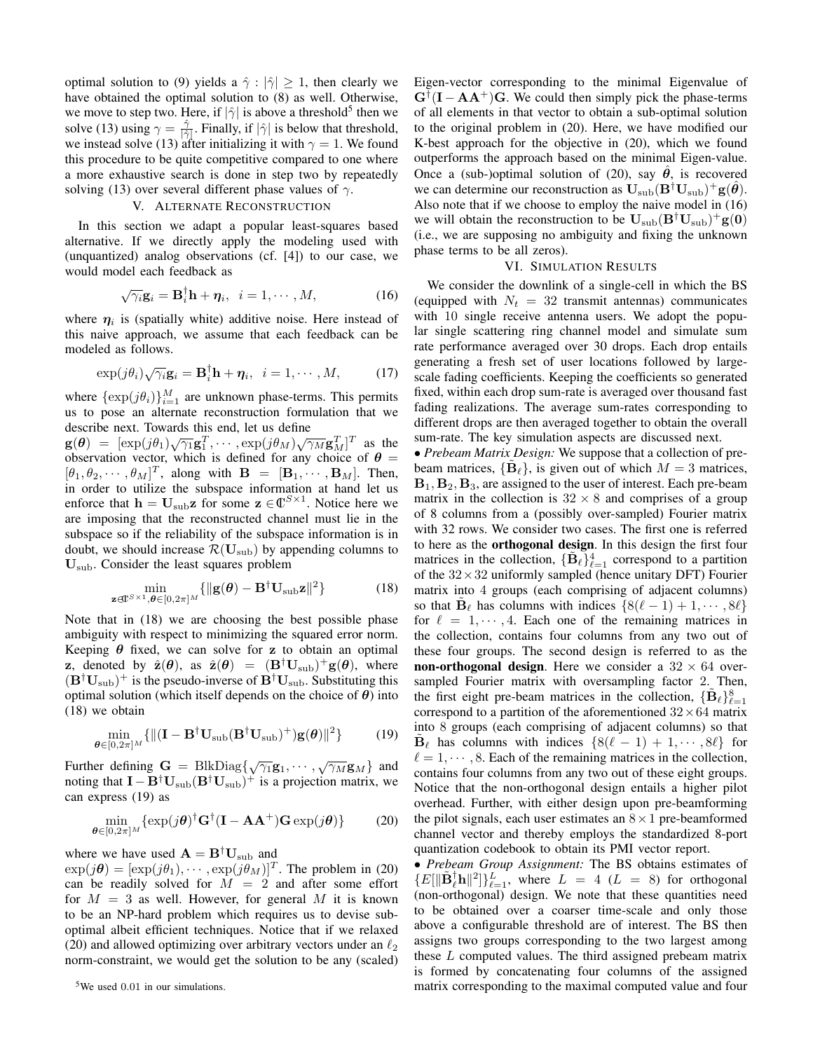optimal solution to (9) yields a $\hat{\gamma} : |\hat{\gamma}| \geq 1$, then clearly we have obtained the optimal solution to (8) as well. Otherwise, we move to step two. Here, if $|\hat{\gamma}|$ is above a threshold[5] then we solve (13) using $\gamma = \frac{\hat{\gamma}}{|\hat{\gamma}|}$. Finally, if $|\hat{\gamma}|$ is below that threshold, we instead solve (13) after initializing it with $\gamma = 1$. We found this procedure to be quite competitive compared to one where a more exhaustive search is done in step two by repeatedly solving (13) over several different phase values of $\gamma$.

## V. Alternate Reconstruction

In this section we adapt a popular least-squares based alternative. If we directly apply the modeling used with (unquantized) analog observations (cf. [4]) to our case, we would model each feedback as

$$\sqrt{\gamma_i}\mathbf{g}_i = \mathbf{B}_i^{\dagger}\mathbf{h} + \boldsymbol{\eta}_i, \quad i = 1, \cdots, M, \tag{16}$$

where $\boldsymbol{\eta}_i$ is (spatially white) additive noise. Here instead of this naive approach, we assume that each feedback can be modeled as follows.

$$\exp(j\theta_i)\sqrt{\gamma_i}\mathbf{g}_i = \mathbf{B}_i^{\dagger}\mathbf{h} + \boldsymbol{\eta}_i, \quad i = 1, \cdots, M, \tag{17}$$

where $\{\exp(j\theta_i)\}_{i=1}^{M}$ are unknown phase-terms. This permits us to pose an alternate reconstruction formulation that we describe next. Towards this end, let us define $\mathbf{g}(\boldsymbol{\theta}) = [\exp(j\theta_1)\sqrt{\gamma_1}\mathbf{g}_1^T, \cdots, \exp(j\theta_M)\sqrt{\gamma_M}\mathbf{g}_M^T]^T$ as the observation vector, which is defined for any choice of $\boldsymbol{\theta} = [\theta_1, \theta_2, \cdots, \theta_M]^T$, along with $\mathbf{B} = [\mathbf{B}_1, \cdots, \mathbf{B}_M]$. Then, in order to utilize the subspace information at hand let us enforce that $\mathbf{h} = \mathbf{U}_{\rm sub}\mathbf{z}$ for some $\mathbf{z} \in \mathbb{C}^{S\times 1}$. Notice here we are imposing that the reconstructed channel must lie in the subspace so if the reliability of the subspace information is in doubt, we should increase $\mathcal{R}(\mathbf{U}_{\rm sub})$ by appending columns to $\mathbf{U}_{\rm sub}$. Consider the least squares problem

$$\min_{\mathbf{z}\in\mathbb{C}^{S\times 1}, \boldsymbol{\theta}\in[0,2\pi]^M}\{\|\mathbf{g}(\boldsymbol{\theta}) - \mathbf{B}^{\dagger}\mathbf{U}_{\rm sub}\mathbf{z}\|^2\} \tag{18}$$

Note that in (18) we are choosing the best possible phase ambiguity with respect to minimizing the squared error norm. Keeping $\boldsymbol{\theta}$ fixed, we can solve for $\mathbf{z}$ to obtain an optimal $\mathbf{z}$, denoted by $\hat{\mathbf{z}}(\boldsymbol{\theta})$, as $\hat{\mathbf{z}}(\boldsymbol{\theta}) = (\mathbf{B}^{\dagger}\mathbf{U}_{\rm sub})^{+}\mathbf{g}(\boldsymbol{\theta})$, where $(\mathbf{B}^{\dagger}\mathbf{U}_{\rm sub})^{+}$ is the pseudo-inverse of $\mathbf{B}^{\dagger}\mathbf{U}_{\rm sub}$. Substituting this optimal solution (which itself depends on the choice of $\boldsymbol{\theta}$) into (18) we obtain

$$\min_{\boldsymbol{\theta}\in[0,2\pi]^M}\{\|(\mathbf{I} - \mathbf{B}^{\dagger}\mathbf{U}_{\rm sub}(\mathbf{B}^{\dagger}\mathbf{U}_{\rm sub})^{+})\mathbf{g}(\boldsymbol{\theta})\|^2\} \tag{19}$$

Further defining $\mathbf{G} = \mathrm{BlkDiag}\{\sqrt{\gamma_1}\mathbf{g}_1, \cdots, \sqrt{\gamma_M}\mathbf{g}_M\}$ and noting that $\mathbf{I} - \mathbf{B}^{\dagger}\mathbf{U}_{\rm sub}(\mathbf{B}^{\dagger}\mathbf{U}_{\rm sub})^{+}$ is a projection matrix, we can express (19) as

$$\min_{\boldsymbol{\theta}\in[0,2\pi]^M}\{\exp(j\boldsymbol{\theta})^{\dagger}\mathbf{G}^{\dagger}(\mathbf{I} - \mathbf{A}\mathbf{A}^{+})\mathbf{G}\exp(j\boldsymbol{\theta})\} \tag{20}$$

where we have used $\mathbf{A} = \mathbf{B}^{\dagger}\mathbf{U}_{\rm sub}$ and $\exp(j\boldsymbol{\theta}) = [\exp(j\theta_1), \cdots, \exp(j\theta_M)]^T$. The problem in (20) can be readily solved for $M = 2$ and after some effort for $M = 3$ as well. However, for general $M$ it is known to be an NP-hard problem which requires us to devise sub-optimal albeit efficient techniques. Notice that if we relaxed (20) and allowed optimizing over arbitrary vectors under an $\ell_2$ norm-constraint, we would get the solution to be any (scaled) Eigen-vector corresponding to the minimal Eigenvalue of $\mathbf{G}^{\dagger}(\mathbf{I} - \mathbf{A}\mathbf{A}^{+})\mathbf{G}$. We could then simply pick the phase-terms of all elements in that vector to obtain a sub-optimal solution to the original problem in (20). Here, we have modified our K-best approach for the objective in (20), which we found outperforms the approach based on the minimal Eigen-value. Once a (sub-)optimal solution of (20), say $\hat{\boldsymbol{\theta}}$, is recovered we can determine our reconstruction as $\mathbf{U}_{\rm sub}(\mathbf{B}^{\dagger}\mathbf{U}_{\rm sub})^{+}\mathbf{g}(\hat{\boldsymbol{\theta}})$. Also note that if we choose to employ the naive model in (16) we will obtain the reconstruction to be $\mathbf{U}_{\rm sub}(\mathbf{B}^{\dagger}\mathbf{U}_{\rm sub})^{+}\mathbf{g}(\mathbf{0})$ (i.e., we are supposing no ambiguity and fixing the unknown phase terms to be all zeros).

## VI. Simulation Results

We consider the downlink of a single-cell in which the BS (equipped with $N_t = 32$ transmit antennas) communicates with 10 single receive antenna users. We adopt the popular single scattering ring channel model and simulate sum rate performance averaged over 30 drops. Each drop entails generating a fresh set of user locations followed by large-scale fading coefficients. Keeping the coefficients so generated fixed, within each drop sum-rate is averaged over thousand fast fading realizations. The average sum-rates corresponding to different drops are then averaged together to obtain the overall sum-rate. The key simulation aspects are discussed next.

• *Prebeam Matrix Design:* We suppose that a collection of pre-beam matrices, $\{\tilde{\mathbf{B}}_\ell\}$, is given out of which $M = 3$ matrices, $\mathbf{B}_1, \mathbf{B}_2, \mathbf{B}_3$, are assigned to the user of interest. Each pre-beam matrix in the collection is $32 \times 8$ and comprises of a group of 8 columns from a (possibly over-sampled) Fourier matrix with 32 rows. We consider two cases. The first one is referred to here as the **orthogonal design**. In this design the first four matrices in the collection, $\{\tilde{\mathbf{B}}_\ell\}_{\ell=1}^{4}$ correspond to a partition of the $32\times 32$ uniformly sampled (hence unitary DFT) Fourier matrix into 4 groups (each comprising of adjacent columns) so that $\tilde{\mathbf{B}}_\ell$ has columns with indices $\{8(\ell-1)+1, \cdots, 8\ell\}$ for $\ell = 1, \cdots, 4$. Each one of the remaining matrices in the collection, contains four columns from any two out of these four groups. The second design is referred to as the **non-orthogonal design**. Here we consider a $32 \times 64$ over-sampled Fourier matrix with oversampling factor 2. Then, the first eight pre-beam matrices in the collection, $\{\tilde{\mathbf{B}}_\ell\}_{\ell=1}^{8}$ correspond to a partition of the aforementioned $32\times 64$ matrix into 8 groups (each comprising of adjacent columns) so that $\tilde{\mathbf{B}}_\ell$ has columns with indices $\{8(\ell-1)+1, \cdots, 8\ell\}$ for $\ell = 1, \cdots, 8$. Each of the remaining matrices in the collection, contains four columns from any two out of these eight groups. Notice that the non-orthogonal design entails a higher pilot overhead. Further, with either design upon pre-beamforming the pilot signals, each user estimates an $8\times 1$ pre-beamformed channel vector and thereby employs the standardized 8-port quantization codebook to obtain its PMI vector report.

• *Prebeam Group Assignment:* The BS obtains estimates of $\{E[\|\tilde{\mathbf{B}}_\ell^{\dagger}\mathbf{h}\|^2]\}_{\ell=1}^{L}$, where $L = 4$ ($L = 8$) for orthogonal (non-orthogonal) design. We note that these quantities need to be obtained over a coarser time-scale and only those above a configurable threshold are of interest. The BS then assigns two groups corresponding to the two largest among these $L$ computed values. The third assigned prebeam matrix is formed by concatenating four columns of the assigned matrix corresponding to the maximal computed value and four

[5] We used 0.01 in our simulations.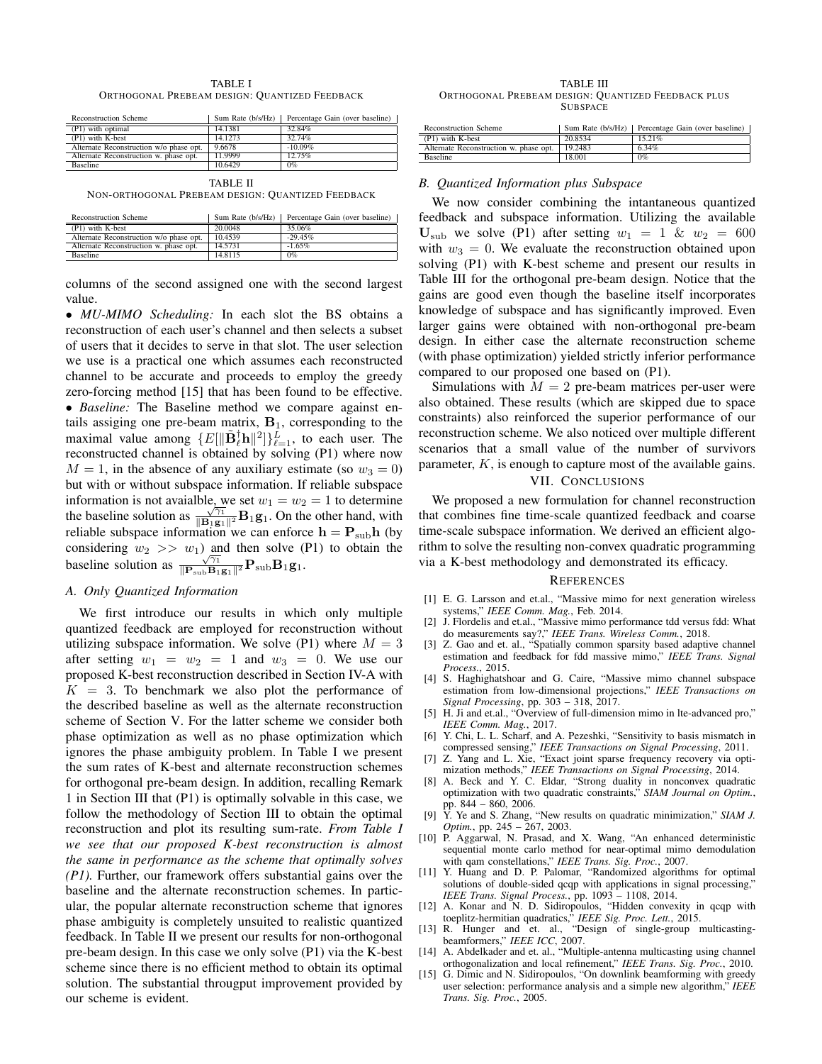TABLE I
ORTHOGONAL PREBEAM DESIGN: QUANTIZED FEEDBACK

| Reconstruction Scheme | Sum Rate (b/s/Hz) | Percentage Gain (over baseline) |
|---|---|---|
| (P1) with optimal | 14.1381 | 32.84% |
| (P1) with K-best | 14.1273 | 32.74% |
| Alternate Reconstruction w/o phase opt. | 9.6678 | -10.09% |
| Alternate Reconstruction w. phase opt. | 11.9999 | 12.75% |
| Baseline | 10.6429 | 0% |

TABLE II
NON-ORTHOGONAL PREBEAM DESIGN: QUANTIZED FEEDBACK

| Reconstruction Scheme | Sum Rate (b/s/Hz) | Percentage Gain (over baseline) |
|---|---|---|
| (P1) with K-best | 20.0048 | 35.06% |
| Alternate Reconstruction w/o phase opt. | 10.4539 | -29.45% |
| Alternate Reconstruction w. phase opt. | 14.5731 | -1.65% |
| Baseline | 14.8115 | 0% |

columns of the second assigned one with the second largest value.

• *MU-MIMO Scheduling:* In each slot the BS obtains a reconstruction of each user's channel and then selects a subset of users that it decides to serve in that slot. The user selection we use is a practical one which assumes each reconstructed channel to be accurate and proceeds to employ the greedy zero-forcing method [15] that has been found to be effective.

• *Baseline:* The Baseline method we compare against entails assiging one pre-beam matrix, $\mathbf{B}_1$, corresponding to the maximal value among $\{E[\|\tilde{\mathbf{B}}_\ell^\dagger \mathbf{h}\|^2]\}_{\ell=1}^{L}$, to each user. The reconstructed channel is obtained by solving (P1) where now $M = 1$, in the absence of any auxiliary estimate (so $w_3 = 0$) but with or without subspace information. If reliable subspace information is not avaialble, we set $w_1 = w_2 = 1$ to determine the baseline solution as $\frac{\sqrt{\gamma_1}}{\|\mathbf{B}_1\mathbf{g}_1\|^2}\mathbf{B}_1\mathbf{g}_1$. On the other hand, with reliable subspace information we can enforce $\mathbf{h} = \mathbf{P}_{\rm sub}\mathbf{h}$ (by considering $w_2 >> w_1$) and then solve (P1) to obtain the baseline solution as $\frac{\sqrt{\gamma_1}}{\|\mathbf{P}_{\rm sub}\mathbf{B}_1\mathbf{g}_1\|^2}\mathbf{P}_{\rm sub}\mathbf{B}_1\mathbf{g}_1$.

### *A. Only Quantized Information*

We first introduce our results in which only multiple quantized feedback are employed for reconstruction without utilizing subspace information. We solve (P1) where $M = 3$ after setting $w_1 = w_2 = 1$ and $w_3 = 0$. We use our proposed K-best reconstruction described in Section IV-A with $K = 3$. To benchmark we also plot the performance of the described baseline as well as the alternate reconstruction scheme of Section V. For the latter scheme we consider both phase optimization as well as no phase optimization which ignores the phase ambiguity problem. In Table I we present the sum rates of K-best and alternate reconstruction schemes for orthogonal pre-beam design. In addition, recalling Remark 1 in Section III that (P1) is optimally solvable in this case, we follow the methodology of Section III to obtain the optimal reconstruction and plot its resulting sum-rate. *From Table I we see that our proposed K-best reconstruction is almost the same in performance as the scheme that optimally solves (P1).* Further, our framework offers substantial gains over the baseline and the alternate reconstruction schemes. In particular, the popular alternate reconstruction scheme that ignores phase ambiguity is completely unsuited to realistic quantized feedback. In Table II we present our results for non-orthogonal pre-beam design. In this case we only solve (P1) via the K-best scheme since there is no efficient method to obtain its optimal solution. The substantial througput improvement provided by our scheme is evident.

TABLE III
ORTHOGONAL PREBEAM DESIGN: QUANTIZED FEEDBACK PLUS SUBSPACE

| Reconstruction Scheme | Sum Rate (b/s/Hz) | Percentage Gain (over baseline) |
|---|---|---|
| (P1) with K-best | 20.8534 | 15.21% |
| Alternate Reconstruction w. phase opt. | 19.2483 | 6.34% |
| Baseline | 18.001 | 0% |

### *B. Quantized Information plus Subspace*

We now consider combining the intantaneous quantized feedback and subspace information. Utilizing the available $\mathbf{U}_{\rm sub}$ we solve (P1) after setting $w_1 = 1$ & $w_2 = 600$ with $w_3 = 0$. We evaluate the reconstruction obtained upon solving (P1) with K-best scheme and present our results in Table III for the orthogonal pre-beam design. Notice that the gains are good even though the baseline itself incorporates knowledge of subspace and has significantly improved. Even larger gains were obtained with non-orthogonal pre-beam design. In either case the alternate reconstruction scheme (with phase optimization) yielded strictly inferior performance compared to our proposed one based on (P1).

Simulations with $M = 2$ pre-beam matrices per-user were also obtained. These results (which are skipped due to space constraints) also reinforced the superior performance of our reconstruction scheme. We also noticed over multiple different scenarios that a small value of the number of survivors parameter, $K$, is enough to capture most of the available gains.

## VII. CONCLUSIONS

We proposed a new formulation for channel reconstruction that combines fine time-scale quantized feedback and coarse time-scale subspace information. We derived an efficient algorithm to solve the resulting non-convex quadratic programming via a K-best methodology and demonstrated its efficacy.

## REFERENCES

[1] E. G. Larsson and et.al., "Massive mimo for next generation wireless systems," *IEEE Comm. Mag.*, Feb. 2014.

[2] J. Flordelis and et.al., "Massive mimo performance tdd versus fdd: What do measurements say?," *IEEE Trans. Wireless Comm.*, 2018.

[3] Z. Gao and et. al., "Spatially common sparsity based adaptive channel estimation and feedback for fdd massive mimo," *IEEE Trans. Signal Process.*, 2015.

[4] S. Haghighatshoar and G. Caire, "Massive mimo channel subspace estimation from low-dimensional projections," *IEEE Transactions on Signal Processing*, pp. 303 – 318, 2017.

[5] H. Ji and et.al., "Overview of full-dimension mimo in lte-advanced pro," *IEEE Comm. Mag.*, 2017.

[6] Y. Chi, L. L. Scharf, and A. Pezeshki, "Sensitivity to basis mismatch in compressed sensing," *IEEE Transactions on Signal Processing*, 2011.

[7] Z. Yang and L. Xie, "Exact joint sparse frequency recovery via optimization methods," *IEEE Transactions on Signal Processing*, 2014.

[8] A. Beck and Y. C. Eldar, "Strong duality in nonconvex quadratic optimization with two quadratic constraints," *SIAM Journal on Optim.*, pp. 844 – 860, 2006.

[9] Y. Ye and S. Zhang, "New results on quadratic minimization," *SIAM J. Optim.*, pp. 245 – 267, 2003.

[10] P. Aggarwal, N. Prasad, and X. Wang, "An enhanced deterministic sequential monte carlo method for near-optimal mimo demodulation with qam constellations," *IEEE Trans. Sig. Proc.*, 2007.

[11] Y. Huang and D. P. Palomar, "Randomized algorithms for optimal solutions of double-sided qcqp with applications in signal processing," *IEEE Trans. Signal Process.*, pp. 1093 – 1108, 2014.

[12] A. Konar and N. D. Sidiropoulos, "Hidden convexity in qcqp with toeplitz-hermitian quadratics," *IEEE Sig. Proc. Lett.*, 2015.

[13] R. Hunger and et. al., "Design of single-group multicasting-beamformers," *IEEE ICC*, 2007.

[14] A. Abdelkader and et. al., "Multiple-antenna multicasting using channel orthogonalization and local refinement," *IEEE Trans. Sig. Proc.*, 2010.

[15] G. Dimic and N. Sidiropoulos, "On downlink beamforming with greedy user selection: performance analysis and a simple new algorithm," *IEEE Trans. Sig. Proc.*, 2005.